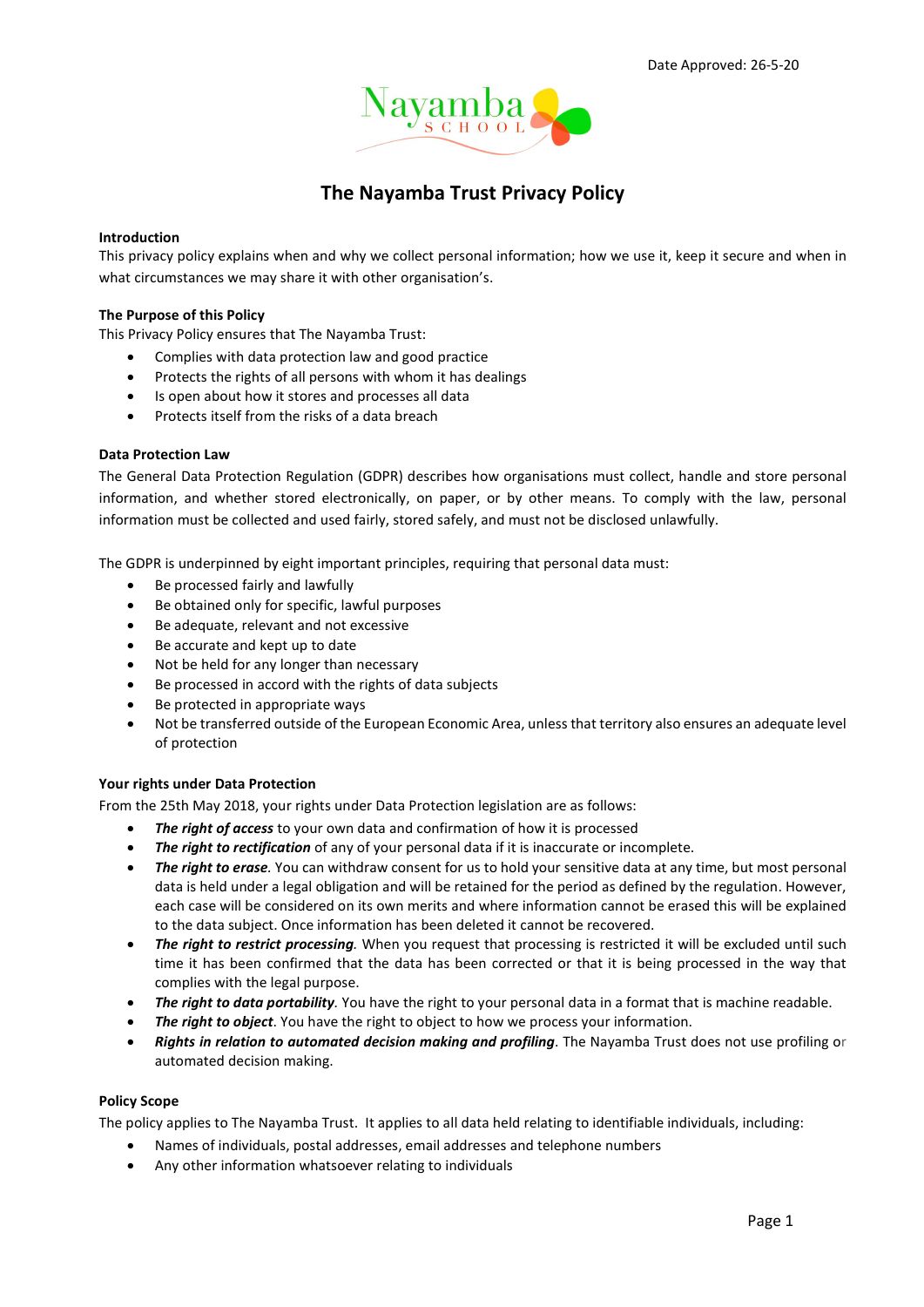Date Approved: 26-5-20

# The Nayamba Trust Privacy Policy

**Introduction**

This privacy policy explains when and why we collect personal information; how we use it, keep it secure and when in what circumstances we may share it with other organisation's.

**The Purpose of this Policy**

This Privacy Policy ensures that The Nayamba Trust:

- Complies with data protection law and good practice
- Protects the rights of all persons with whom it has dealings
- Is open about how it stores and processes all data
- Protects itself from the risks of a data breach

**Data Protection Law**

The General Data Protection Regulation (GDPR) describes how organisations must collect, handle and store personal information, and whether stored electronically, on paper, or by other means. To comply with the law, personal information must be collected and used fairly, stored safely, and must not be disclosed unlawfully.

The GDPR is underpinned by eight important principles, requiring that personal data must:

- Be processed fairly and lawfully
- Be obtained only for specific, lawful purposes
- Be adequate, relevant and not excessive
- Be accurate and kept up to date
- Not be held for any longer than necessary
- Be processed in accord with the rights of data subjects
- Be protected in appropriate ways
- Not be transferred outside of the European Economic Area, unless that territory also ensures an adequate level of protection

**Your rights under Data Protection**

From the 25th May 2018, your rights under Data Protection legislation are as follows:

- ***The right of access*** to your own data and confirmation of how it is processed
- ***The right to rectification*** of any of your personal data if it is inaccurate or incomplete.
- ***The right to erase.*** You can withdraw consent for us to hold your sensitive data at any time, but most personal data is held under a legal obligation and will be retained for the period as defined by the regulation. However, each case will be considered on its own merits and where information cannot be erased this will be explained to the data subject. Once information has been deleted it cannot be recovered.
- ***The right to restrict processing.*** When you request that processing is restricted it will be excluded until such time it has been confirmed that the data has been corrected or that it is being processed in the way that complies with the legal purpose.
- ***The right to data portability.*** You have the right to your personal data in a format that is machine readable.
- ***The right to object***. You have the right to object to how we process your information.
- ***Rights in relation to automated decision making and profiling***. The Nayamba Trust does not use profiling or automated decision making.

**Policy Scope**

The policy applies to The Nayamba Trust. It applies to all data held relating to identifiable individuals, including:

- Names of individuals, postal addresses, email addresses and telephone numbers
- Any other information whatsoever relating to individuals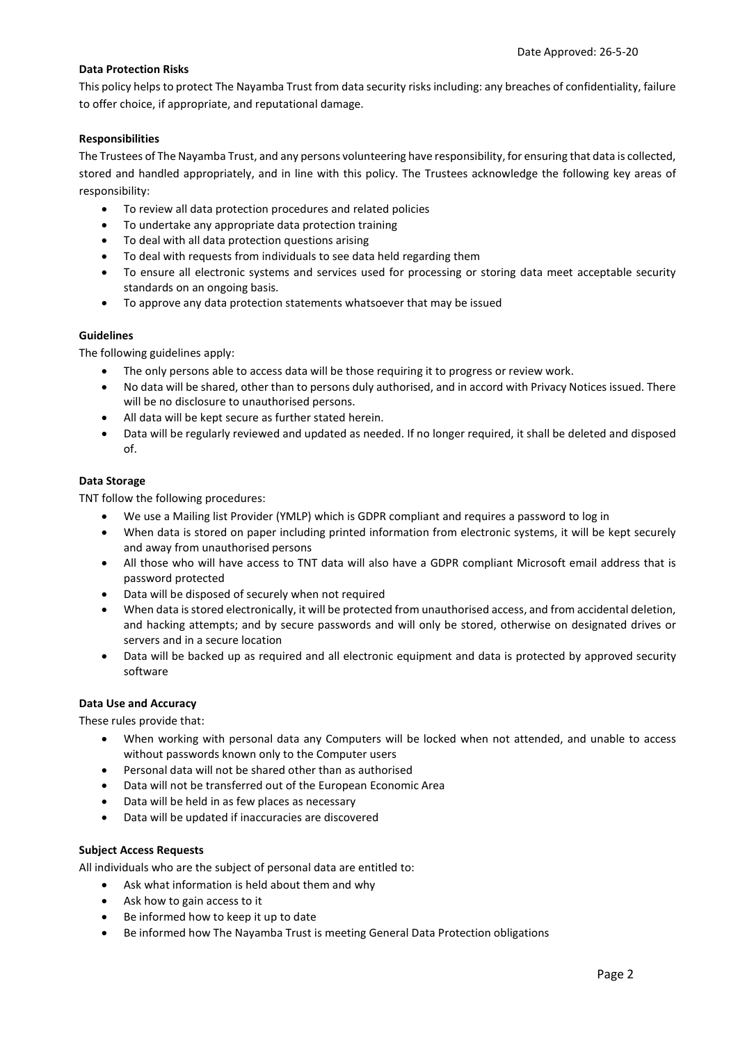Date Approved: 26-5-20

**Data Protection Risks**

This policy helps to protect The Nayamba Trust from data security risks including: any breaches of confidentiality, failure to offer choice, if appropriate, and reputational damage.

**Responsibilities**

The Trustees of The Nayamba Trust, and any persons volunteering have responsibility, for ensuring that data is collected, stored and handled appropriately, and in line with this policy. The Trustees acknowledge the following key areas of responsibility:

- To review all data protection procedures and related policies
- To undertake any appropriate data protection training
- To deal with all data protection questions arising
- To deal with requests from individuals to see data held regarding them
- To ensure all electronic systems and services used for processing or storing data meet acceptable security standards on an ongoing basis.
- To approve any data protection statements whatsoever that may be issued

**Guidelines**

The following guidelines apply:

- The only persons able to access data will be those requiring it to progress or review work.
- No data will be shared, other than to persons duly authorised, and in accord with Privacy Notices issued. There will be no disclosure to unauthorised persons.
- All data will be kept secure as further stated herein.
- Data will be regularly reviewed and updated as needed. If no longer required, it shall be deleted and disposed of.

**Data Storage**

TNT follow the following procedures:

- We use a Mailing list Provider (YMLP) which is GDPR compliant and requires a password to log in
- When data is stored on paper including printed information from electronic systems, it will be kept securely and away from unauthorised persons
- All those who will have access to TNT data will also have a GDPR compliant Microsoft email address that is password protected
- Data will be disposed of securely when not required
- When data is stored electronically, it will be protected from unauthorised access, and from accidental deletion, and hacking attempts; and by secure passwords and will only be stored, otherwise on designated drives or servers and in a secure location
- Data will be backed up as required and all electronic equipment and data is protected by approved security software

**Data Use and Accuracy**

These rules provide that:

- When working with personal data any Computers will be locked when not attended, and unable to access without passwords known only to the Computer users
- Personal data will not be shared other than as authorised
- Data will not be transferred out of the European Economic Area
- Data will be held in as few places as necessary
- Data will be updated if inaccuracies are discovered

**Subject Access Requests**

All individuals who are the subject of personal data are entitled to:

- Ask what information is held about them and why
- Ask how to gain access to it
- Be informed how to keep it up to date
- Be informed how The Nayamba Trust is meeting General Data Protection obligations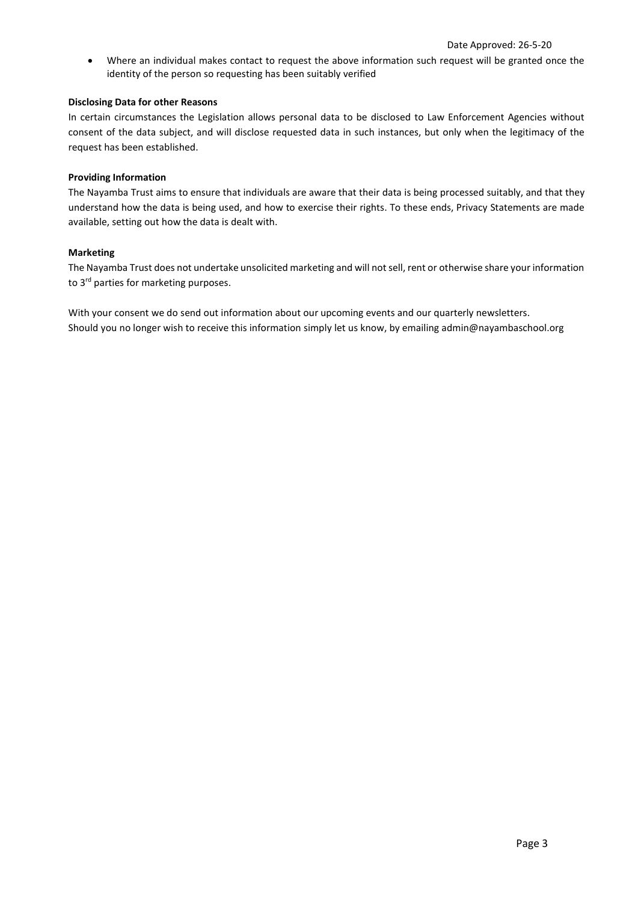Date Approved: 26-5-20

- Where an individual makes contact to request the above information such request will be granted once the identity of the person so requesting has been suitably verified

**Disclosing Data for other Reasons**

In certain circumstances the Legislation allows personal data to be disclosed to Law Enforcement Agencies without consent of the data subject, and will disclose requested data in such instances, but only when the legitimacy of the request has been established.

**Providing Information**

The Nayamba Trust aims to ensure that individuals are aware that their data is being processed suitably, and that they understand how the data is being used, and how to exercise their rights. To these ends, Privacy Statements are made available, setting out how the data is dealt with.

**Marketing**

The Nayamba Trust does not undertake unsolicited marketing and will not sell, rent or otherwise share your information to 3rd parties for marketing purposes.

With your consent we do send out information about our upcoming events and our quarterly newsletters.
Should you no longer wish to receive this information simply let us know, by emailing admin@nayambaschool.org